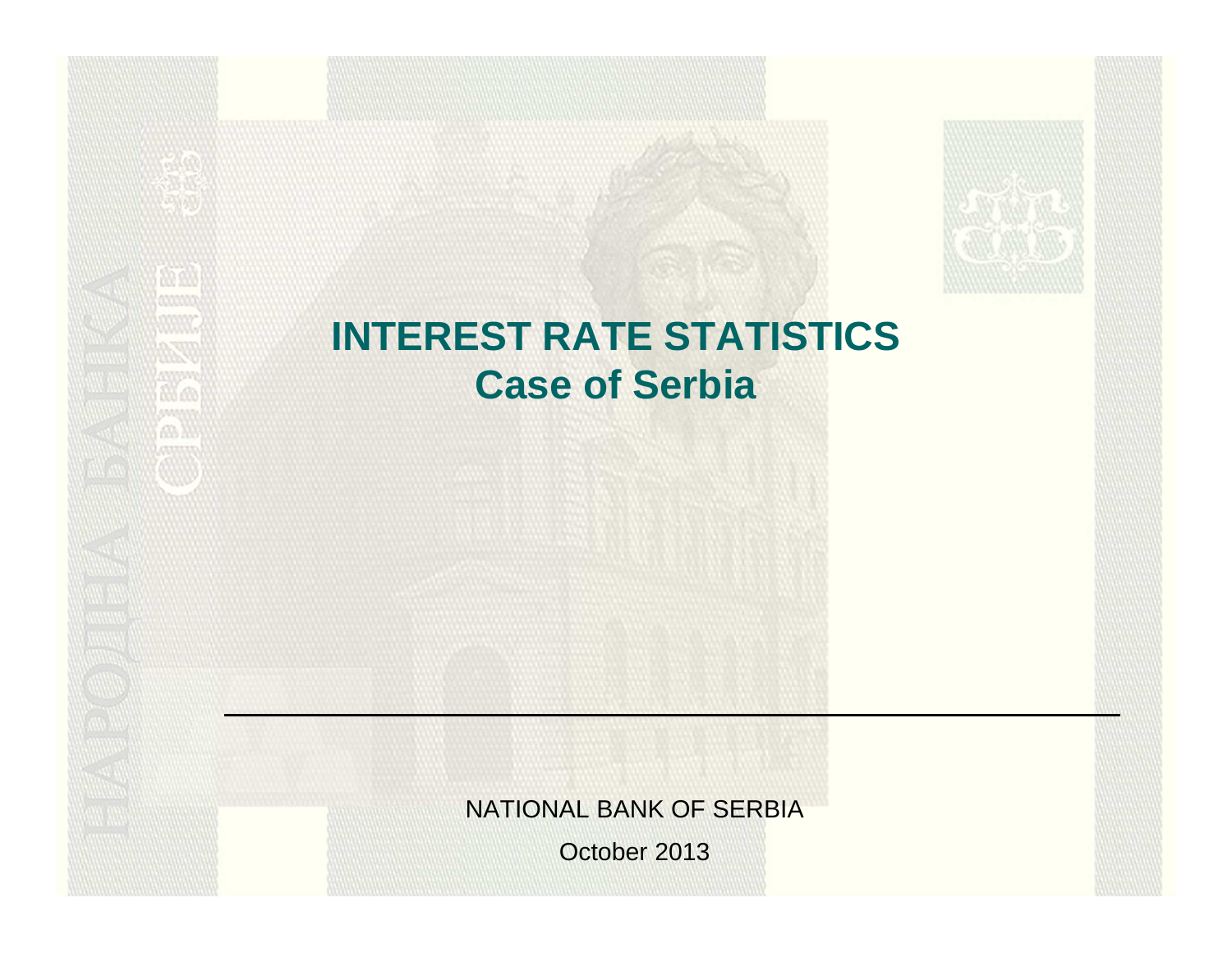# INTEREST RATE STATISTICS
## Case of Serbia

NATIONAL BANK OF SERBIA

October 2013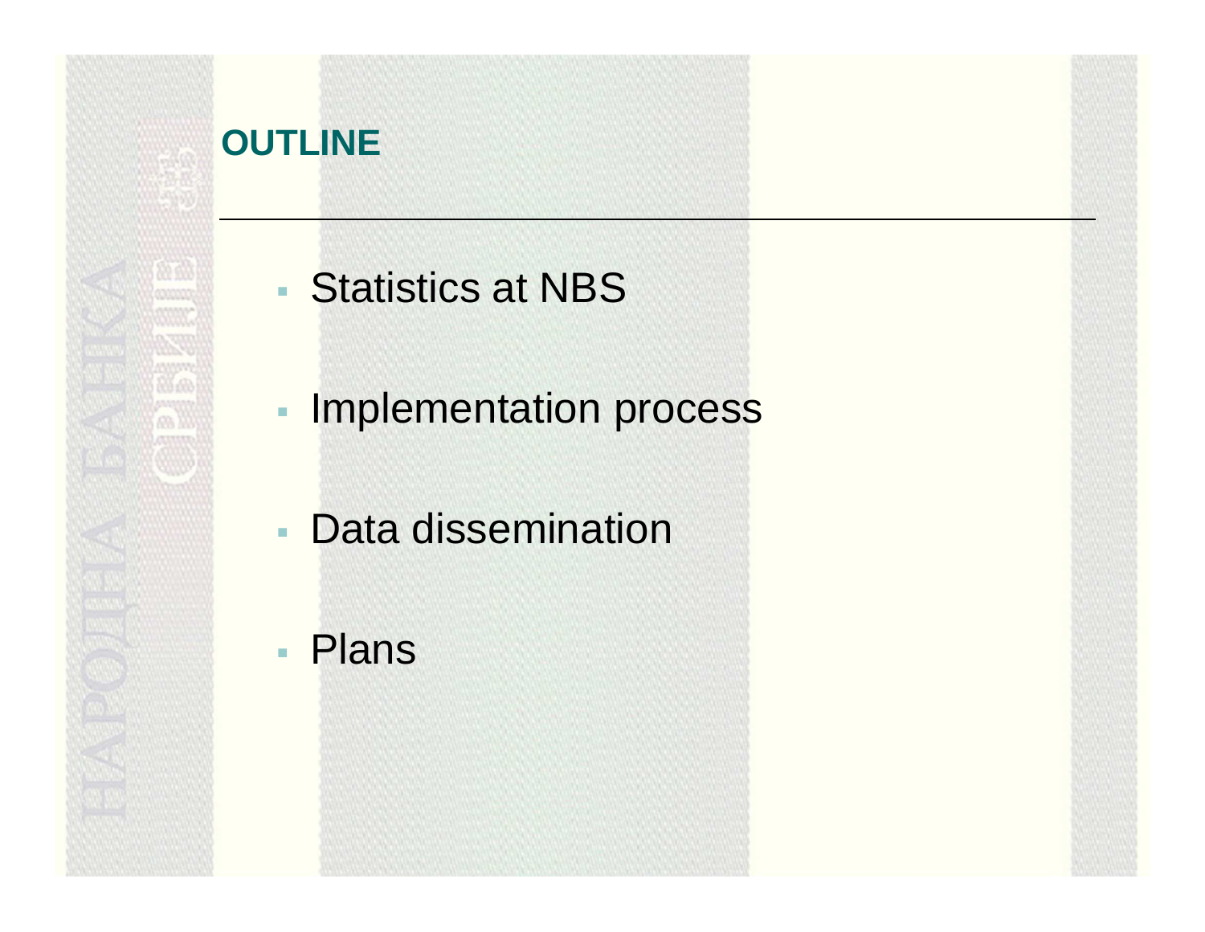## OUTLINE

- Statistics at NBS
- Implementation process
- Data dissemination
- Plans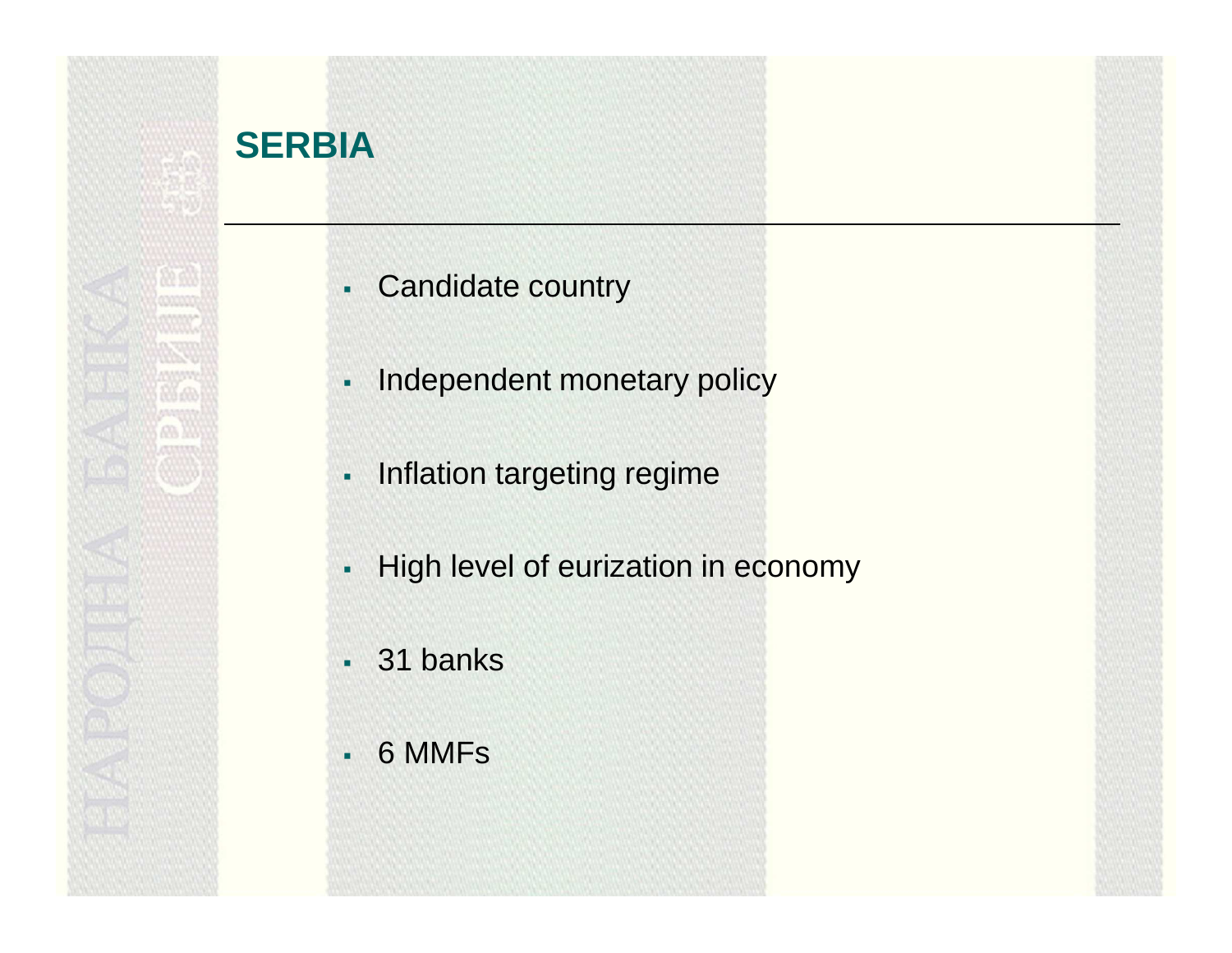## SERBIA

- Candidate country
- Independent monetary policy
- Inflation targeting regime
- High level of eurization in economy
- 31 banks
- 6 MMFs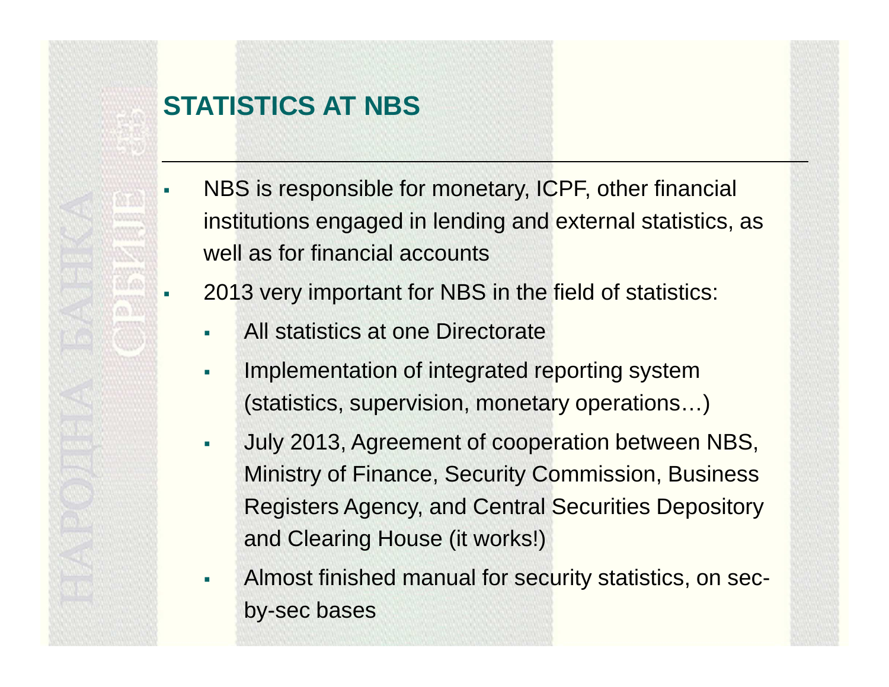# STATISTICS AT NBS

- NBS is responsible for monetary, ICPF, other financial institutions engaged in lending and external statistics, as well as for financial accounts
- 2013 very important for NBS in the field of statistics:
  - All statistics at one Directorate
  - Implementation of integrated reporting system (statistics, supervision, monetary operations…)
  - July 2013, Agreement of cooperation between NBS, Ministry of Finance, Security Commission, Business Registers Agency, and Central Securities Depository and Clearing House (it works!)
  - Almost finished manual for security statistics, on sec-by-sec bases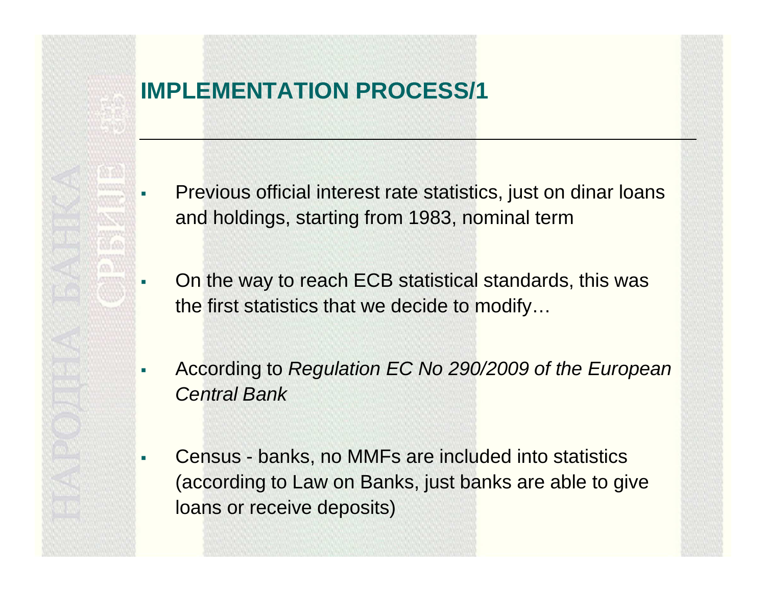## IMPLEMENTATION PROCESS/1

- Previous official interest rate statistics, just on dinar loans and holdings, starting from 1983, nominal term
- On the way to reach ECB statistical standards, this was the first statistics that we decide to modify…
- According to *Regulation EC No 290/2009 of the European Central Bank*
- Census - banks, no MMFs are included into statistics (according to Law on Banks, just banks are able to give loans or receive deposits)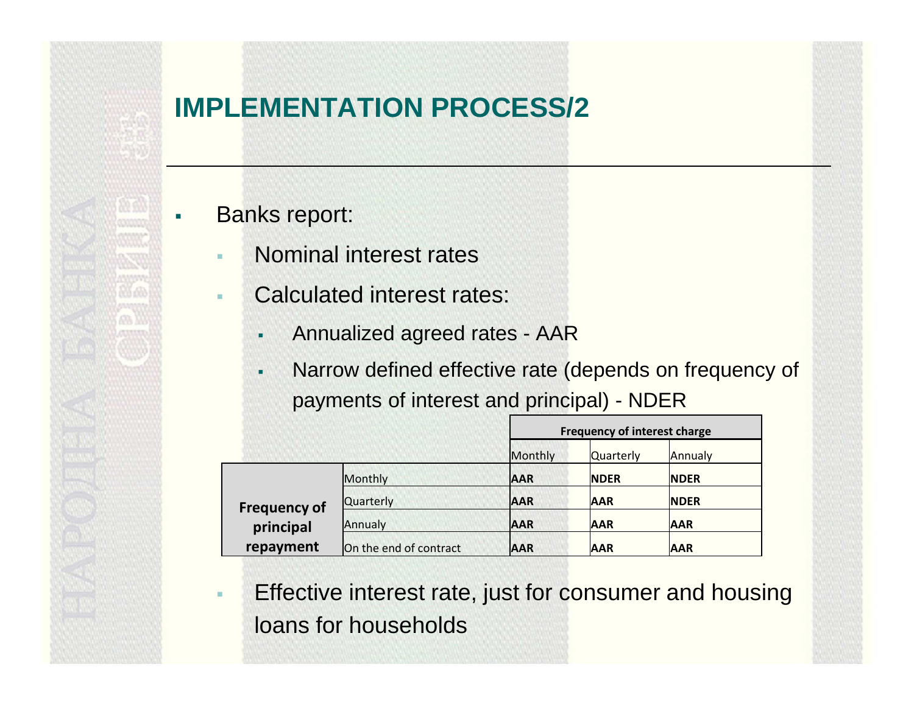# IMPLEMENTATION PROCESS/2

- Banks report:
  - Nominal interest rates
  - Calculated interest rates:
    - Annualized agreed rates - AAR
    - Narrow defined effective rate (depends on frequency of payments of interest and principal) - NDER

| | | Frequency of interest charge | | |
|---|---|---|---|---|
| | | Monthly | Quarterly | Annualy |
| Frequency of principal repayment | Monthly | **AAR** | **NDER** | **NDER** |
| | Quarterly | **AAR** | **AAR** | **NDER** |
| | Annualy | **AAR** | **AAR** | **AAR** |
| | On the end of contract | **AAR** | **AAR** | **AAR** |

  - Effective interest rate, just for consumer and housing loans for households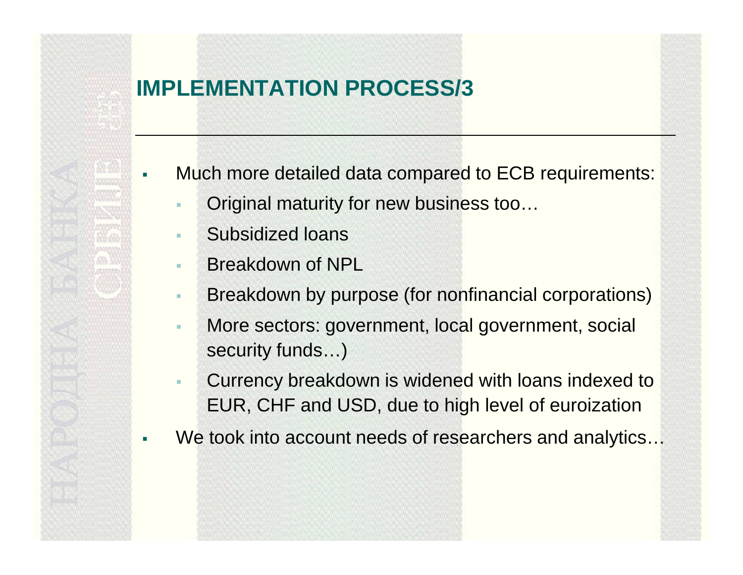# IMPLEMENTATION PROCESS/3

- Much more detailed data compared to ECB requirements:
  - Original maturity for new business too…
  - Subsidized loans
  - Breakdown of NPL
  - Breakdown by purpose (for nonfinancial corporations)
  - More sectors: government, local government, social security funds…)
  - Currency breakdown is widened with loans indexed to EUR, CHF and USD, due to high level of euroization
- We took into account needs of researchers and analytics…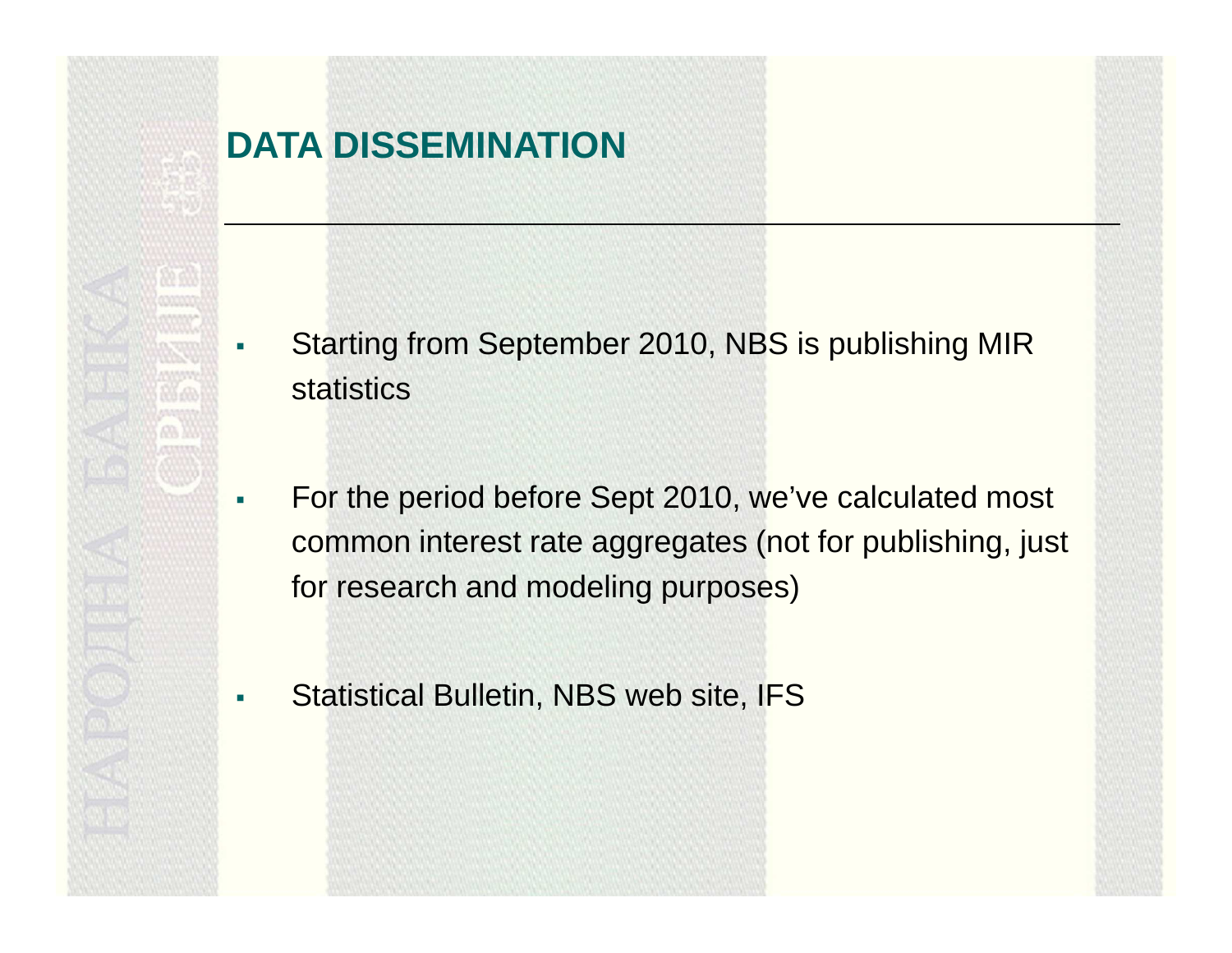## DATA DISSEMINATION

- Starting from September 2010, NBS is publishing MIR statistics
- For the period before Sept 2010, we've calculated most common interest rate aggregates (not for publishing, just for research and modeling purposes)
- Statistical Bulletin, NBS web site, IFS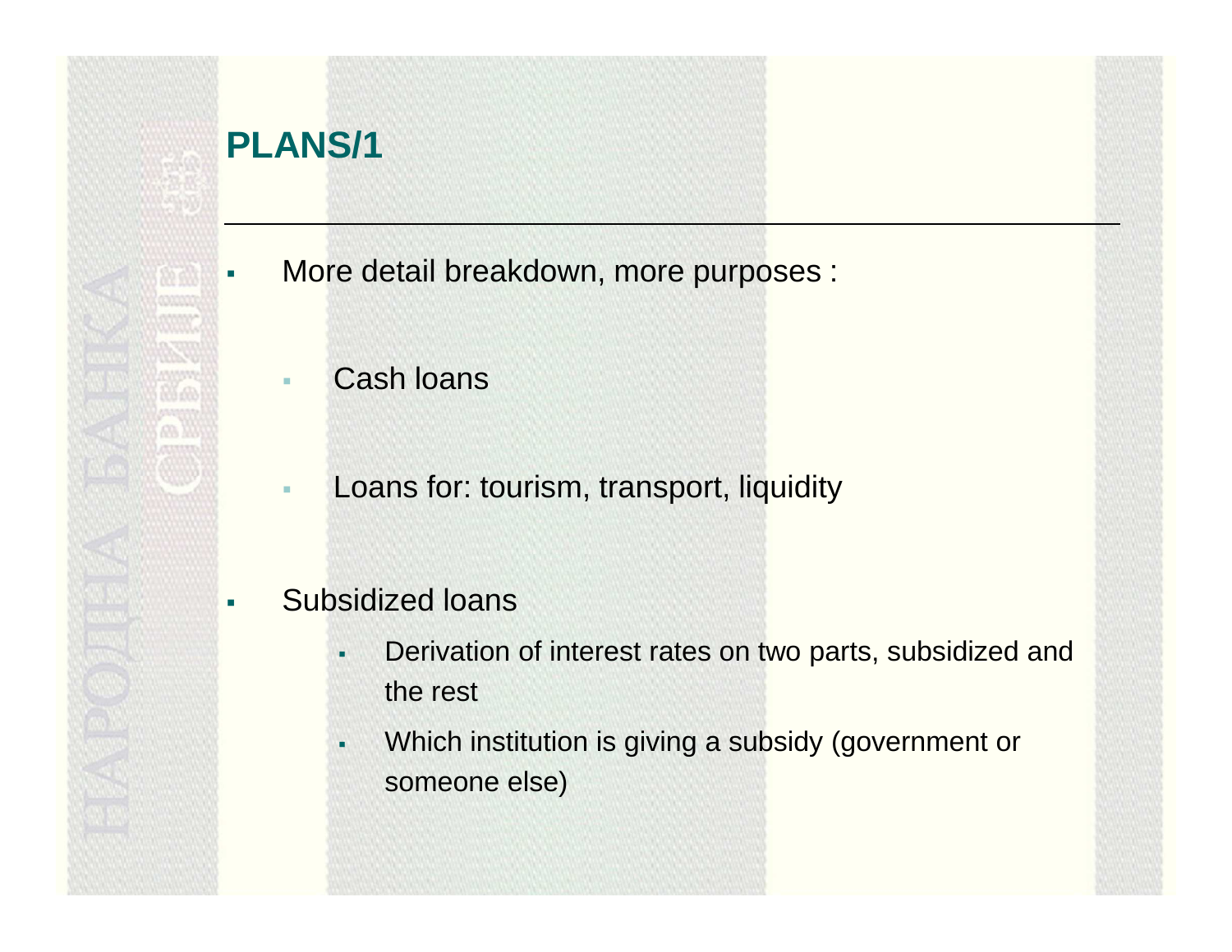## PLANS/1

- More detail breakdown, more purposes :
  - Cash loans
  - Loans for: tourism, transport, liquidity
- Subsidized loans
  - Derivation of interest rates on two parts, subsidized and the rest
  - Which institution is giving a subsidy (government or someone else)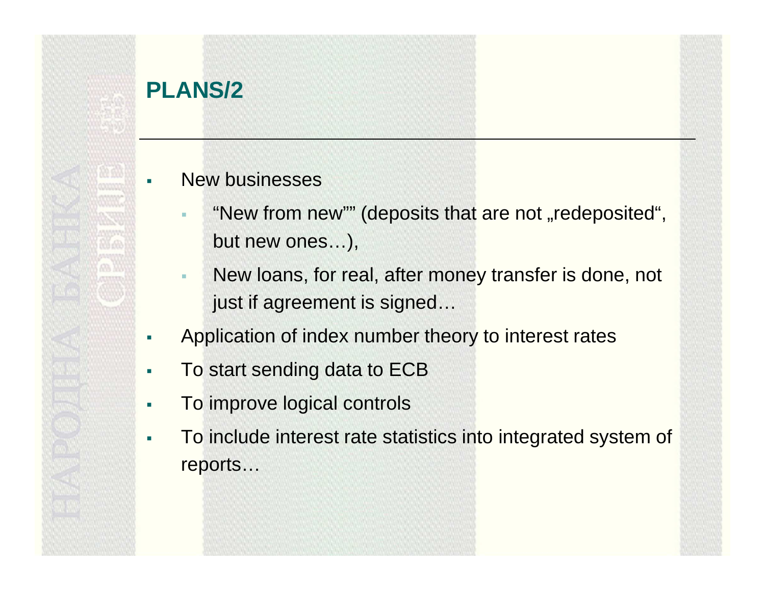# PLANS/2

- New businesses
  - “New from new”” (deposits that are not „redeposited“, but new ones…),
  - New loans, for real, after money transfer is done, not just if agreement is signed…
- Application of index number theory to interest rates
- To start sending data to ECB
- To improve logical controls
- To include interest rate statistics into integrated system of reports…